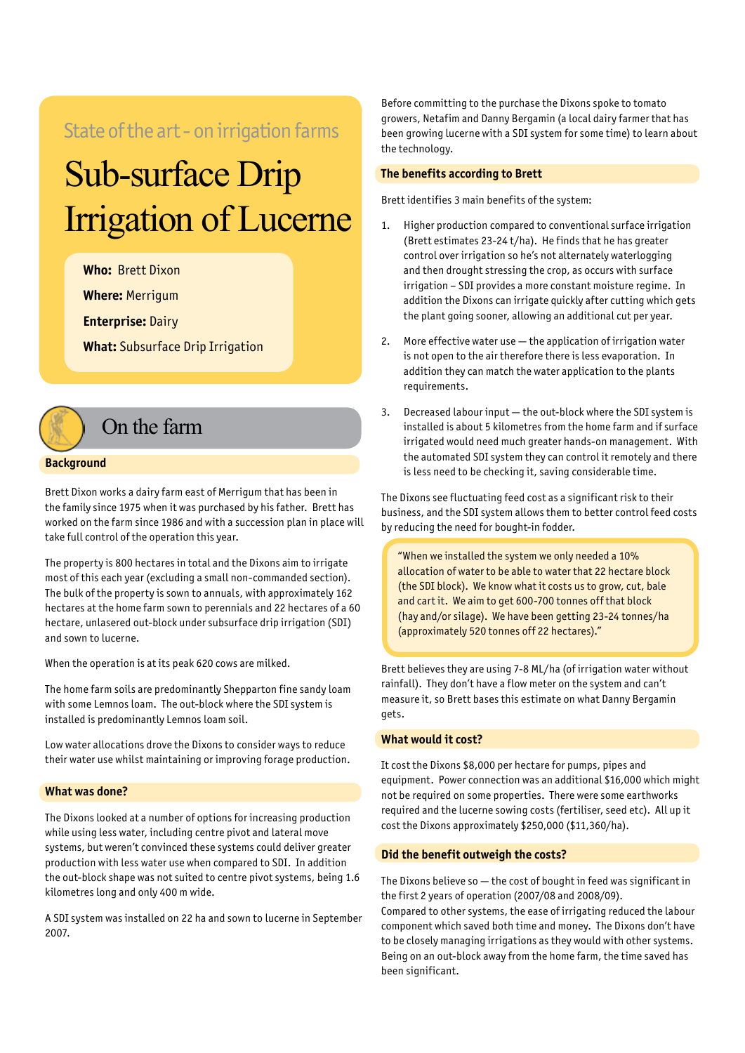State of the art - on irrigation farms

# Sub-surface Drip Irrigation of Lucerne

**Who:** Brett Dixon

**Where:** Merrigum

**Enterprise:** Dairy

**What:** Subsurface Drip Irrigation

## On the farm

### Background

Brett Dixon works a dairy farm east of Merrigum that has been in the family since 1975 when it was purchased by his father. Brett has worked on the farm since 1986 and with a succession plan in place will take full control of the operation this year.

The property is 800 hectares in total and the Dixons aim to irrigate most of this each year (excluding a small non-commanded section). The bulk of the property is sown to annuals, with approximately 162 hectares at the home farm sown to perennials and 22 hectares of a 60 hectare, unlasered out-block under subsurface drip irrigation (SDI) and sown to lucerne.

When the operation is at its peak 620 cows are milked.

The home farm soils are predominantly Shepparton fine sandy loam with some Lemnos loam. The out-block where the SDI system is installed is predominantly Lemnos loam soil.

Low water allocations drove the Dixons to consider ways to reduce their water use whilst maintaining or improving forage production.

### What was done?

The Dixons looked at a number of options for increasing production while using less water, including centre pivot and lateral move systems, but weren't convinced these systems could deliver greater production with less water use when compared to SDI. In addition the out-block shape was not suited to centre pivot systems, being 1.6 kilometres long and only 400 m wide.

A SDI system was installed on 22 ha and sown to lucerne in September 2007.

Before committing to the purchase the Dixons spoke to tomato growers, Netafim and Danny Bergamin (a local dairy farmer that has been growing lucerne with a SDI system for some time) to learn about the technology.

### The benefits according to Brett

Brett identifies 3 main benefits of the system:

1. Higher production compared to conventional surface irrigation (Brett estimates 23-24 t/ha). He finds that he has greater control over irrigation so he's not alternately waterlogging and then drought stressing the crop, as occurs with surface irrigation – SDI provides a more constant moisture regime. In addition the Dixons can irrigate quickly after cutting which gets the plant going sooner, allowing an additional cut per year.

2. More effective water use — the application of irrigation water is not open to the air therefore there is less evaporation. In addition they can match the water application to the plants requirements.

3. Decreased labour input — the out-block where the SDI system is installed is about 5 kilometres from the home farm and if surface irrigated would need much greater hands-on management. With the automated SDI system they can control it remotely and there is less need to be checking it, saving considerable time.

The Dixons see fluctuating feed cost as a significant risk to their business, and the SDI system allows them to better control feed costs by reducing the need for bought-in fodder.

> "When we installed the system we only needed a 10% allocation of water to be able to water that 22 hectare block (the SDI block). We know what it costs us to grow, cut, bale and cart it. We aim to get 600-700 tonnes off that block (hay and/or silage). We have been getting 23-24 tonnes/ha (approximately 520 tonnes off 22 hectares)."

Brett believes they are using 7-8 ML/ha (of irrigation water without rainfall). They don't have a flow meter on the system and can't measure it, so Brett bases this estimate on what Danny Bergamin gets.

### What would it cost?

It cost the Dixons $8,000 per hectare for pumps, pipes and equipment. Power connection was an additional $16,000 which might not be required on some properties. There were some earthworks required and the lucerne sowing costs (fertiliser, seed etc). All up it cost the Dixons approximately $250,000 ($11,360/ha).

### Did the benefit outweigh the costs?

The Dixons believe so — the cost of bought in feed was significant in the first 2 years of operation (2007/08 and 2008/09).
Compared to other systems, the ease of irrigating reduced the labour component which saved both time and money. The Dixons don't have to be closely managing irrigations as they would with other systems. Being on an out-block away from the home farm, the time saved has been significant.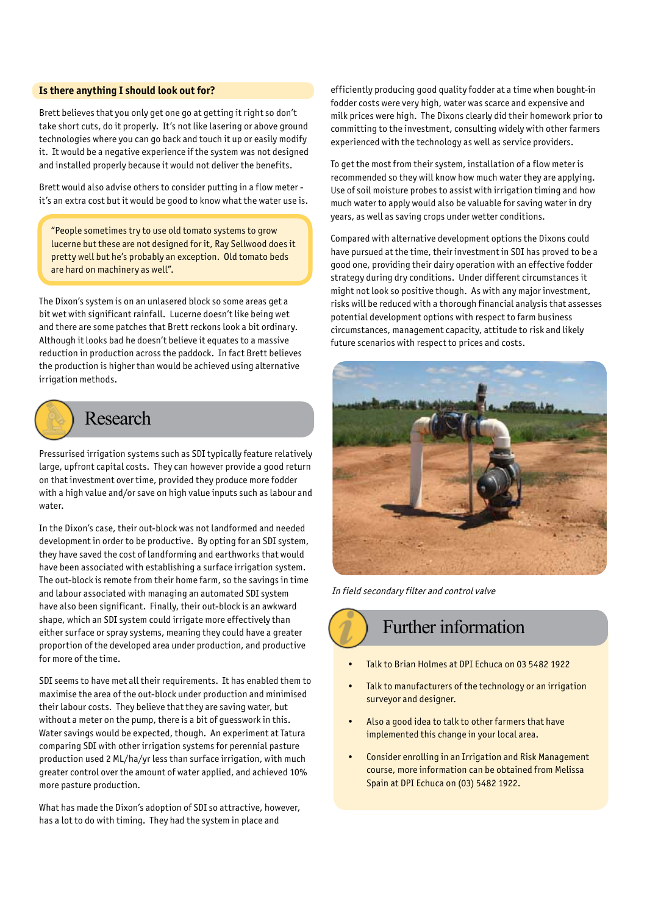## Is there anything I should look out for?

Brett believes that you only get one go at getting it right so don't take short cuts, do it properly. It's not like lasering or above ground technologies where you can go back and touch it up or easily modify it. It would be a negative experience if the system was not designed and installed properly because it would not deliver the benefits.

Brett would also advise others to consider putting in a flow meter - it's an extra cost but it would be good to know what the water use is.

> "People sometimes try to use old tomato systems to grow lucerne but these are not designed for it, Ray Sellwood does it pretty well but he's probably an exception. Old tomato beds are hard on machinery as well".

The Dixon's system is on an unlasered block so some areas get a bit wet with significant rainfall. Lucerne doesn't like being wet and there are some patches that Brett reckons look a bit ordinary. Although it looks bad he doesn't believe it equates to a massive reduction in production across the paddock. In fact Brett believes the production is higher than would be achieved using alternative irrigation methods.

# Research

Pressurised irrigation systems such as SDI typically feature relatively large, upfront capital costs. They can however provide a good return on that investment over time, provided they produce more fodder with a high value and/or save on high value inputs such as labour and water.

In the Dixon's case, their out-block was not landformed and needed development in order to be productive. By opting for an SDI system, they have saved the cost of landforming and earthworks that would have been associated with establishing a surface irrigation system. The out-block is remote from their home farm, so the savings in time and labour associated with managing an automated SDI system have also been significant. Finally, their out-block is an awkward shape, which an SDI system could irrigate more effectively than either surface or spray systems, meaning they could have a greater proportion of the developed area under production, and productive for more of the time.

SDI seems to have met all their requirements. It has enabled them to maximise the area of the out-block under production and minimised their labour costs. They believe that they are saving water, but without a meter on the pump, there is a bit of guesswork in this. Water savings would be expected, though. An experiment at Tatura comparing SDI with other irrigation systems for perennial pasture production used 2 ML/ha/yr less than surface irrigation, with much greater control over the amount of water applied, and achieved 10% more pasture production.

What has made the Dixon's adoption of SDI so attractive, however, has a lot to do with timing. They had the system in place and efficiently producing good quality fodder at a time when bought-in fodder costs were very high, water was scarce and expensive and milk prices were high. The Dixons clearly did their homework prior to committing to the investment, consulting widely with other farmers experienced with the technology as well as service providers.

To get the most from their system, installation of a flow meter is recommended so they will know how much water they are applying. Use of soil moisture probes to assist with irrigation timing and how much water to apply would also be valuable for saving water in dry years, as well as saving crops under wetter conditions.

Compared with alternative development options the Dixons could have pursued at the time, their investment in SDI has proved to be a good one, providing their dairy operation with an effective fodder strategy during dry conditions. Under different circumstances it might not look so positive though. As with any major investment, risks will be reduced with a thorough financial analysis that assesses potential development options with respect to farm business circumstances, management capacity, attitude to risk and likely future scenarios with respect to prices and costs.

*In field secondary filter and control valve*

# Further information

- Talk to Brian Holmes at DPI Echuca on 03 5482 1922
- Talk to manufacturers of the technology or an irrigation surveyor and designer.
- Also a good idea to talk to other farmers that have implemented this change in your local area.
- Consider enrolling in an Irrigation and Risk Management course, more information can be obtained from Melissa Spain at DPI Echuca on (03) 5482 1922.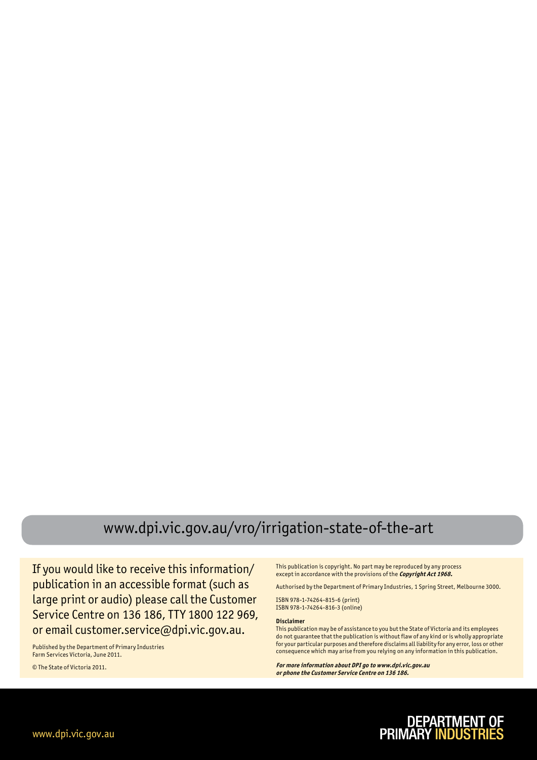www.dpi.vic.gov.au/vro/irrigation-state-of-the-art

If you would like to receive this information/publication in an accessible format (such as large print or audio) please call the Customer Service Centre on 136 186, TTY 1800 122 969, or email customer.service@dpi.vic.gov.au.

Published by the Department of Primary Industries
Farm Services Victoria, June 2011.

© The State of Victoria 2011.

This publication is copyright. No part may be reproduced by any process except in accordance with the provisions of the ***Copyright Act 1968.***

Authorised by the Department of Primary Industries, 1 Spring Street, Melbourne 3000.

ISBN 978-1-74264-815-6 (print)
ISBN 978-1-74264-816-3 (online)

**Disclaimer**
This publication may be of assistance to you but the State of Victoria and its employees do not guarantee that the publication is without flaw of any kind or is wholly appropriate for your particular purposes and therefore disclaims all liability for any error, loss or other consequence which may arise from you relying on any information in this publication.

***For more information about DPI go to www.dpi.vic.gov.au or phone the Customer Service Centre on 136 186.***

www.dpi.vic.gov.au

DEPARTMENT OF PRIMARY INDUSTRIES